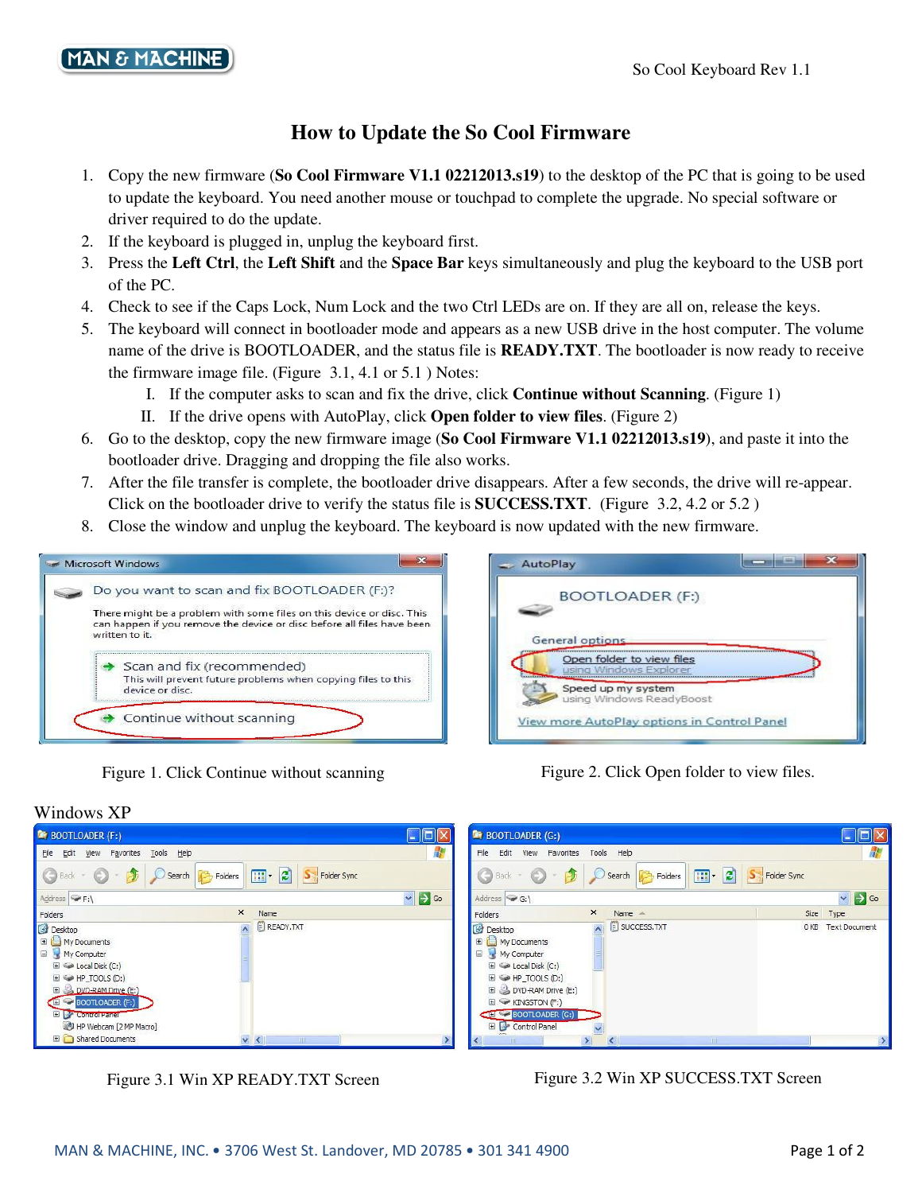# How to Update the So Cool Firmware

1. Copy the new firmware (**So Cool Firmware V1.1 02212013.s19**) to the desktop of the PC that is going to be used to update the keyboard. You need another mouse or touchpad to complete the upgrade. No special software or driver required to do the update.
2. If the keyboard is plugged in, unplug the keyboard first.
3. Press the **Left Ctrl**, the **Left Shift** and the **Space Bar** keys simultaneously and plug the keyboard to the USB port of the PC.
4. Check to see if the Caps Lock, Num Lock and the two Ctrl LEDs are on. If they are all on, release the keys.
5. The keyboard will connect in bootloader mode and appears as a new USB drive in the host computer. The volume name of the drive is BOOTLOADER, and the status file is **READY.TXT**. The bootloader is now ready to receive the firmware image file. (Figure 3.1, 4.1 or 5.1 ) Notes:
   I. If the computer asks to scan and fix the drive, click **Continue without Scanning**. (Figure 1)
   II. If the drive opens with AutoPlay, click **Open folder to view files**. (Figure 2)
6. Go to the desktop, copy the new firmware image (**So Cool Firmware V1.1 02212013.s19**), and paste it into the bootloader drive. Dragging and dropping the file also works.
7. After the file transfer is complete, the bootloader drive disappears. After a few seconds, the drive will re-appear. Click on the bootloader drive to verify the status file is **SUCCESS.TXT**. (Figure 3.2, 4.2 or 5.2 )
8. Close the window and unplug the keyboard. The keyboard is now updated with the new firmware.

Figure 1. Click Continue without scanning

Figure 2. Click Open folder to view files.

Windows XP

Figure 3.1 Win XP READY.TXT Screen

Figure 3.2 Win XP SUCCESS.TXT Screen

MAN & MACHINE, INC. • 3706 West St. Landover, MD 20785 • 301 341 4900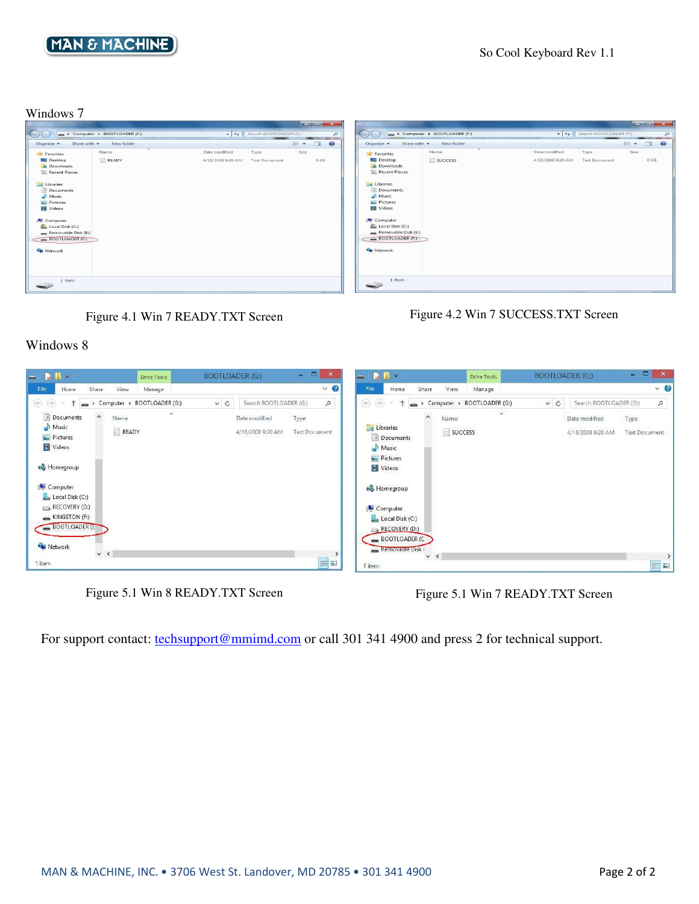Windows 7

Figure 4.1 Win 7 READY.TXT Screen

Figure 4.2 Win 7 SUCCESS.TXT Screen

Windows 8

Figure 5.1 Win 8 READY.TXT Screen

Figure 5.1 Win 7 READY.TXT Screen

For support contact: techsupport@mmimd.com or call 301 341 4900 and press 2 for technical support.